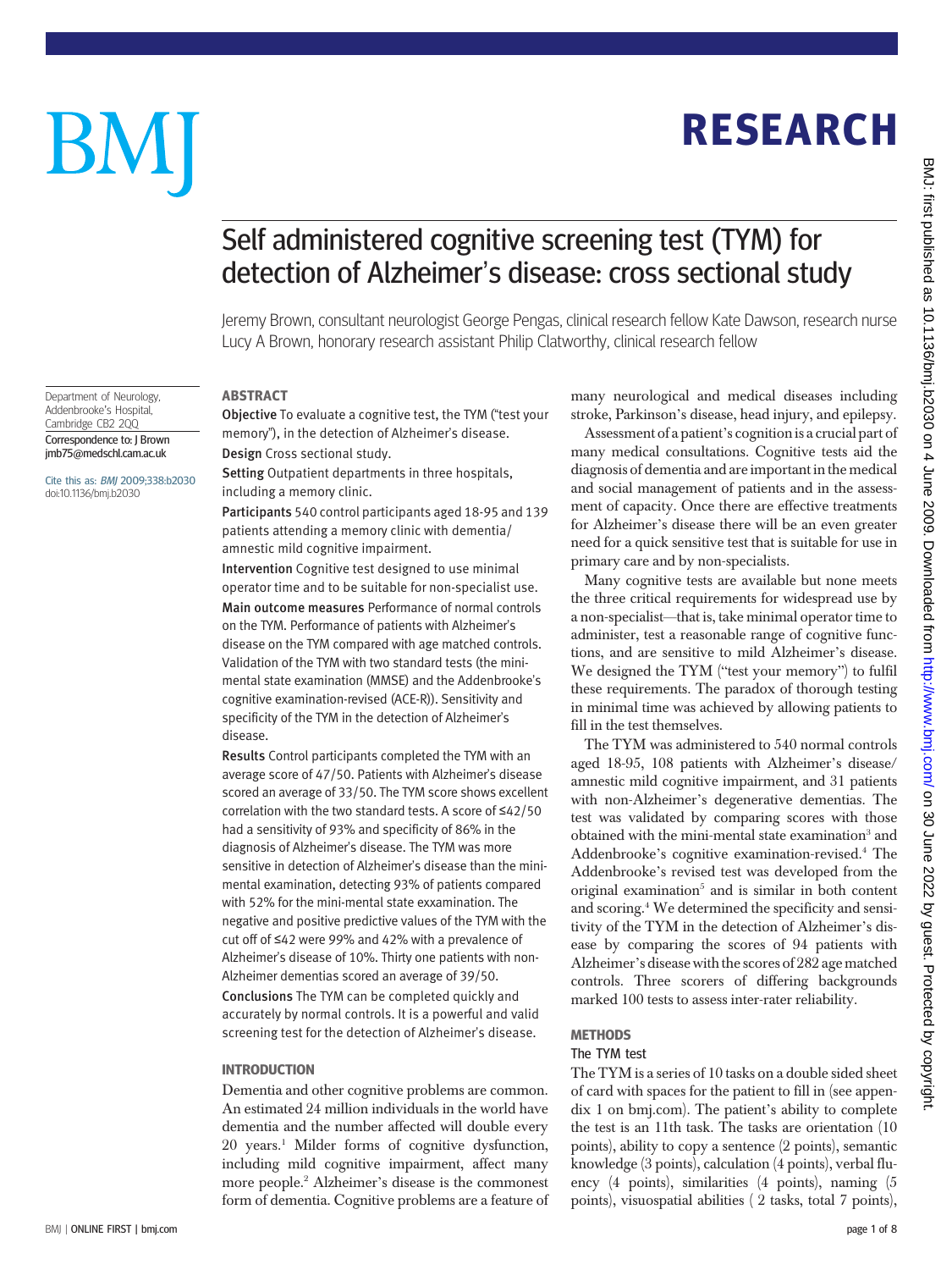# Self administered cognitive screening test (TYM) for detection of Alzheimer's disease: cross sectional study

Jeremy Brown, consultant neurologist George Pengas, clinical research fellow Kate Dawson, research nurse Lucy A Brown, honorary research assistant Philip Clatworthy, clinical research fellow

Department of Neurology, Addenbrooke's Hospital, Cambridge CB2 2QQ

Correspondence to: J Brown jmb75@medschl.cam.ac.uk

Cite this as: *BMJ* 2009;338:b2030 doi:10.1136/bmj.b2030

## ABSTRACT

**Objective** To evaluate a cognitive test, the TYM ("test your memory"), in the detection of Alzheimer's disease.

**Design** Cross sectional study.

**Setting** Outpatient departments in three hospitals, including a memory clinic.

**Participants** 540 control participants aged 18-95 and 139 patients attending a memory clinic with dementia/amnestic mild cognitive impairment.

**Intervention** Cognitive test designed to use minimal operator time and to be suitable for non-specialist use.

**Main outcome measures** Performance of normal controls on the TYM. Performance of patients with Alzheimer's disease on the TYM compared with age matched controls. Validation of the TYM with two standard tests (the mini-mental state examination (MMSE) and the Addenbrooke's cognitive examination-revised (ACE-R)). Sensitivity and specificity of the TYM in the detection of Alzheimer's disease.

**Results** Control participants completed the TYM with an average score of 47/50. Patients with Alzheimer's disease scored an average of 33/50. The TYM score shows excellent correlation with the two standard tests. A score of ≤42/50 had a sensitivity of 93% and specificity of 86% in the diagnosis of Alzheimer's disease. The TYM was more sensitive in detection of Alzheimer's disease than the mini-mental examination, detecting 93% of patients compared with 52% for the mini-mental state examination. The negative and positive predictive values of the TYM with the cut off of ≤42 were 99% and 42% with a prevalence of Alzheimer's disease of 10%. Thirty one patients with non-Alzheimer dementias scored an average of 39/50.

**Conclusions** The TYM can be completed quickly and accurately by normal controls. It is a powerful and valid screening test for the detection of Alzheimer's disease.

## INTRODUCTION

Dementia and other cognitive problems are common. An estimated 24 million individuals in the world have dementia and the number affected will double every 20 years.[1] Milder forms of cognitive dysfunction, including mild cognitive impairment, affect many more people.[2] Alzheimer's disease is the commonest form of dementia. Cognitive problems are a feature of many neurological and medical diseases including stroke, Parkinson's disease, head injury, and epilepsy.

Assessment of a patient's cognition is a crucial part of many medical consultations. Cognitive tests aid the diagnosis of dementia and are important in the medical and social management of patients and in the assessment of capacity. Once there are effective treatments for Alzheimer's disease there will be an even greater need for a quick sensitive test that is suitable for use in primary care and by non-specialists.

Many cognitive tests are available but none meets the three critical requirements for widespread use by a non-specialist—that is, take minimal operator time to administer, test a reasonable range of cognitive functions, and are sensitive to mild Alzheimer's disease. We designed the TYM ("test your memory") to fulfil these requirements. The paradox of thorough testing in minimal time was achieved by allowing patients to fill in the test themselves.

The TYM was administered to 540 normal controls aged 18-95, 108 patients with Alzheimer's disease/amnestic mild cognitive impairment, and 31 patients with non-Alzheimer's degenerative dementias. The test was validated by comparing scores with those obtained with the mini-mental state examination[3] and Addenbrooke's cognitive examination-revised.[4] The Addenbrooke's revised test was developed from the original examination[5] and is similar in both content and scoring.[4] We determined the specificity and sensitivity of the TYM in the detection of Alzheimer's disease by comparing the scores of 94 patients with Alzheimer's disease with the scores of 282 age matched controls. Three scorers of differing backgrounds marked 100 tests to assess inter-rater reliability.

## METHODS

### The TYM test

The TYM is a series of 10 tasks on a double sided sheet of card with spaces for the patient to fill in (see appendix 1 on bmj.com). The patient's ability to complete the test is an 11th task. The tasks are orientation (10 points), ability to copy a sentence (2 points), semantic knowledge (3 points), calculation (4 points), verbal fluency (4 points), similarities (4 points), naming (5 points), visuospatial abilities ( 2 tasks, total 7 points),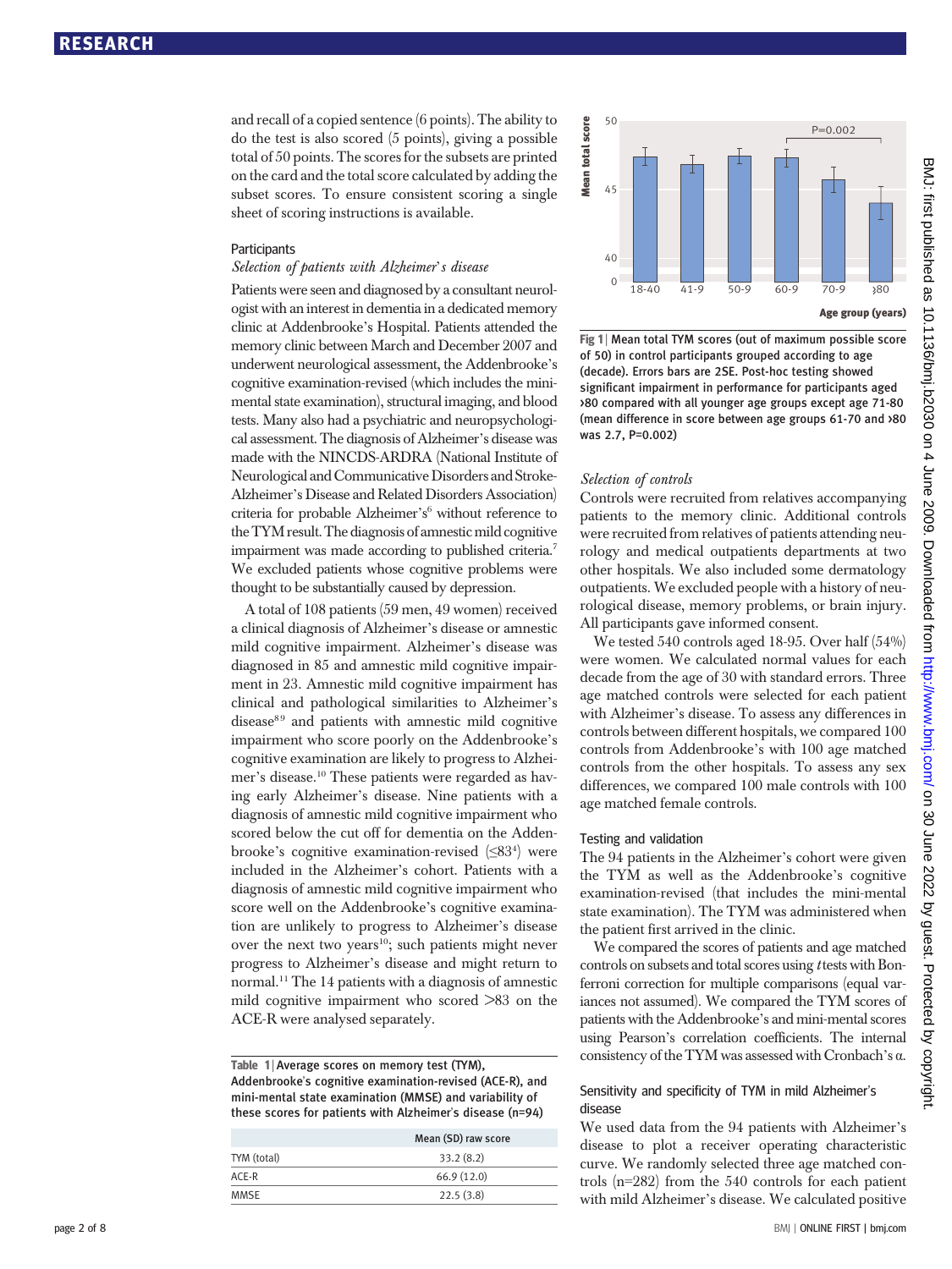and recall of a copied sentence (6 points). The ability to do the test is also scored (5 points), giving a possible total of 50 points. The scores for the subsets are printed on the card and the total score calculated by adding the subset scores. To ensure consistent scoring a single sheet of scoring instructions is available.

## Participants

### *Selection of patients with Alzheimer's disease*

Patients were seen and diagnosed by a consultant neurologist with an interest in dementia in a dedicated memory clinic at Addenbrooke's Hospital. Patients attended the memory clinic between March and December 2007 and underwent neurological assessment, the Addenbrooke's cognitive examination-revised (which includes the mini-mental state examination), structural imaging, and blood tests. Many also had a psychiatric and neuropsychological assessment. The diagnosis of Alzheimer's disease was made with the NINCDS-ARDRA (National Institute of Neurological and Communicative Disorders and Stroke-Alzheimer's Disease and Related Disorders Association) criteria for probable Alzheimer's[6] without reference to the TYM result. The diagnosis of amnestic mild cognitive impairment was made according to published criteria.[7] We excluded patients whose cognitive problems were thought to be substantially caused by depression.

A total of 108 patients (59 men, 49 women) received a clinical diagnosis of Alzheimer's disease or amnestic mild cognitive impairment. Alzheimer's disease was diagnosed in 85 and amnestic mild cognitive impairment in 23. Amnestic mild cognitive impairment has clinical and pathological similarities to Alzheimer's disease[8,9] and patients with amnestic mild cognitive impairment who score poorly on the Addenbrooke's cognitive examination are likely to progress to Alzheimer's disease.[10] These patients were regarded as having early Alzheimer's disease. Nine patients with a diagnosis of amnestic mild cognitive impairment who scored below the cut off for dementia on the Addenbrooke's cognitive examination-revised (≤83[4]) were included in the Alzheimer's cohort. Patients with a diagnosis of amnestic mild cognitive impairment who score well on the Addenbrooke's cognitive examination are unlikely to progress to Alzheimer's disease over the next two years[10]; such patients might never progress to Alzheimer's disease and might return to normal.[11] The 14 patients with a diagnosis of amnestic mild cognitive impairment who scored >83 on the ACE-R were analysed separately.

**Table 1** | Average scores on memory test (TYM), Addenbrooke's cognitive examination-revised (ACE-R), and mini-mental state examination (MMSE) and variability of these scores for patients with Alzheimer's disease (n=94)

| | Mean (SD) raw score |
|---|---|
| TYM (total) | 33.2 (8.2) |
| ACE-R | 66.9 (12.0) |
| MMSE | 22.5 (3.8) |

**Fig 1** | Mean total TYM scores (out of maximum possible score of 50) in control participants grouped according to age (decade). Errors bars are 2SE. Post-hoc testing showed significant impairment in performance for participants aged >80 compared with all younger age groups except age 71-80 (mean difference in score between age groups 61-70 and >80 was 2.7, P=0.002)

### *Selection of controls*

Controls were recruited from relatives accompanying patients to the memory clinic. Additional controls were recruited from relatives of patients attending neurology and medical outpatients departments at two other hospitals. We also included some dermatology outpatients. We excluded people with a history of neurological disease, memory problems, or brain injury. All participants gave informed consent.

We tested 540 controls aged 18-95. Over half (54%) were women. We calculated normal values for each decade from the age of 30 with standard errors. Three age matched controls were selected for each patient with Alzheimer's disease. To assess any differences in controls between different hospitals, we compared 100 controls from Addenbrooke's with 100 age matched controls from the other hospitals. To assess any sex differences, we compared 100 male controls with 100 age matched female controls.

## Testing and validation

The 94 patients in the Alzheimer's cohort were given the TYM as well as the Addenbrooke's cognitive examination-revised (that includes the mini-mental state examination). The TYM was administered when the patient first arrived in the clinic.

We compared the scores of patients and age matched controls on subsets and total scores using *t* tests with Bonferroni correction for multiple comparisons (equal variances not assumed). We compared the TYM scores of patients with the Addenbrooke's and mini-mental scores using Pearson's correlation coefficients. The internal consistency of the TYM was assessed with Cronbach's α.

## Sensitivity and specificity of TYM in mild Alzheimer's disease

We used data from the 94 patients with Alzheimer's disease to plot a receiver operating characteristic curve. We randomly selected three age matched controls (n=282) from the 540 controls for each patient with mild Alzheimer's disease. We calculated positive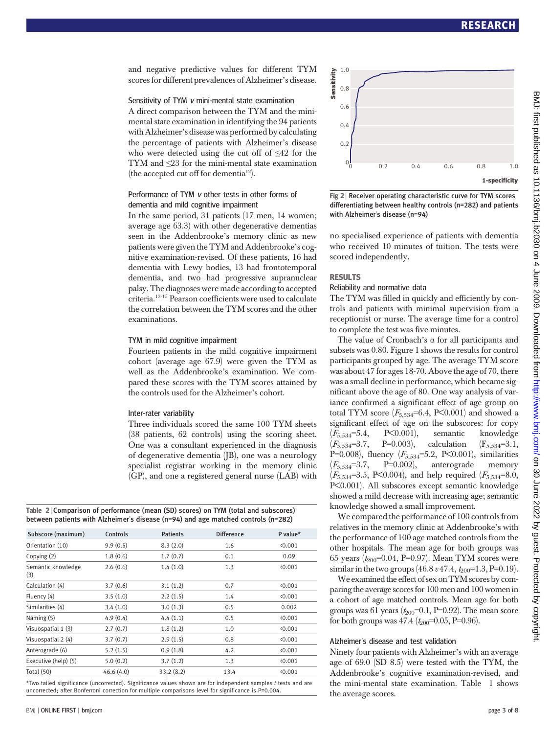and negative predictive values for different TYM scores for different prevalences of Alzheimer's disease.

### Sensitivity of TYM *v* mini-mental state examination

A direct comparison between the TYM and the mini-mental state examination in identifying the 94 patients with Alzheimer's disease was performed by calculating the percentage of patients with Alzheimer's disease who were detected using the cut off of ≤42 for the TYM and ≤23 for the mini-mental state examination (the accepted cut off for dementia[12]).

### Performance of TYM *v* other tests in other forms of dementia and mild cognitive impairment

In the same period, 31 patients (17 men, 14 women; average age 63.3) with other degenerative dementias seen in the Addenbrooke's memory clinic as new patients were given the TYM and Addenbrooke's cognitive examination-revised. Of these patients, 16 had dementia with Lewy bodies, 13 had frontotemporal dementia, and two had progressive supranuclear palsy. The diagnoses were made according to accepted criteria.[13-15] Pearson coefficients were used to calculate the correlation between the TYM scores and the other examinations.

### TYM in mild cognitive impairment

Fourteen patients in the mild cognitive impairment cohort (average age 67.9) were given the TYM as well as the Addenbrooke's examination. We compared these scores with the TYM scores attained by the controls used for the Alzheimer's cohort.

### Inter-rater variability

Three individuals scored the same 100 TYM sheets (38 patients, 62 controls) using the scoring sheet. One was a consultant experienced in the diagnosis of degenerative dementia (JB), one was a neurology specialist registrar working in the memory clinic (GP), and one a registered general nurse (LAB) with no specialised experience of patients with dementia who received 10 minutes of tuition. The tests were scored independently.

**Table 2** | Comparison of performance (mean (SD) scores) on TYM (total and subscores) between patients with Alzheimer's disease (n=94) and age matched controls (n=282)

| Subscore (maximum) | Controls | Patients | Difference | P value* |
|---|---|---|---|---|
| Orientation (10) | 9.9 (0.5) | 8.3 (2.0) | 1.6 | <0.001 |
| Copying (2) | 1.8 (0.6) | 1.7 (0.7) | 0.1 | 0.09 |
| Semantic knowledge (3) | 2.6 (0.6) | 1.4 (1.0) | 1.3 | <0.001 |
| Calculation (4) | 3.7 (0.6) | 3.1 (1.2) | 0.7 | <0.001 |
| Fluency (4) | 3.5 (1.0) | 2.2 (1.5) | 1.4 | <0.001 |
| Similarities (4) | 3.4 (1.0) | 3.0 (1.3) | 0.5 | 0.002 |
| Naming (5) | 4.9 (0.4) | 4.4 (1.1) | 0.5 | <0.001 |
| Visuospatial 1 (3) | 2.7 (0.7) | 1.8 (1.2) | 1.0 | <0.001 |
| Visuospatial 2 (4) | 3.7 (0.7) | 2.9 (1.5) | 0.8 | <0.001 |
| Anterograde (6) | 5.2 (1.5) | 0.9 (1.8) | 4.2 | <0.001 |
| Executive (help) (5) | 5.0 (0.2) | 3.7 (1.2) | 1.3 | <0.001 |
| Total (50) | 46.6 (4.0) | 33.2 (8.2) | 13.4 | <0.001 |

*Two tailed significance (uncorrected). Significance values shown are for independent samples *t* tests and are uncorrected; after Bonferroni correction for multiple comparisons level for significance is P=0.004.

**Fig 2** | Receiver operating characteristic curve for TYM scores differentiating between healthy controls (n=282) and patients with Alzheimer's disease (n=94)

## RESULTS

### Reliability and normative data

The TYM was filled in quickly and efficiently by controls and patients with minimal supervision from a receptionist or nurse. The average time for a control to complete the test was five minutes.

The value of Cronbach's α for all participants and subsets was 0.80. Figure 1 shows the results for control participants grouped by age. The average TYM score was about 47 for ages 18-70. Above the age of 70, there was a small decline in performance, which became significant above the age of 80. One way analysis of variance confirmed a significant effect of age group on total TYM score ($F_{5,534}$=6.4, P<0.001) and showed a significant effect of age on the subscores: for copy ($F_{5,534}$=5.4, P<0.001), semantic knowledge ($F_{5,534}$=3.7, P=0.003), calculation ($F_{5,534}$=3.1, P=0.008), fluency ($F_{5,534}$=5.2, P<0.001), similarities ($F_{5,534}$=3.7, P=0.002), anterograde memory ($F_{5,534}$=3.5, P<0.004), and help required ($F_{5,534}$=8.0, P<0.001). All subscores except semantic knowledge showed a mild decrease with increasing age; semantic knowledge showed a small improvement.

We compared the performance of 100 controls from relatives in the memory clinic at Addenbrooke's with the performance of 100 age matched controls from the other hospitals. The mean age for both groups was 65 years ($t_{200}$=0.04, P=0.97). Mean TYM scores were similar in the two groups (46.8 *v* 47.4, $t_{200}$=1.3, P=0.19).

We examined the effect of sex on TYM scores by comparing the average scores for 100 men and 100 women in a cohort of age matched controls. Mean age for both groups was 61 years ($t_{200}$=0.1, P=0.92). The mean score for both groups was 47.4 ($t_{200}$=0.05, P=0.96).

### Alzheimer's disease and test validation

Ninety four patients with Alzheimer's with an average age of 69.0 (SD 8.5) were tested with the TYM, the Addenbrooke's cognitive examination-revised, and the mini-mental state examination. Table 1 shows the average scores.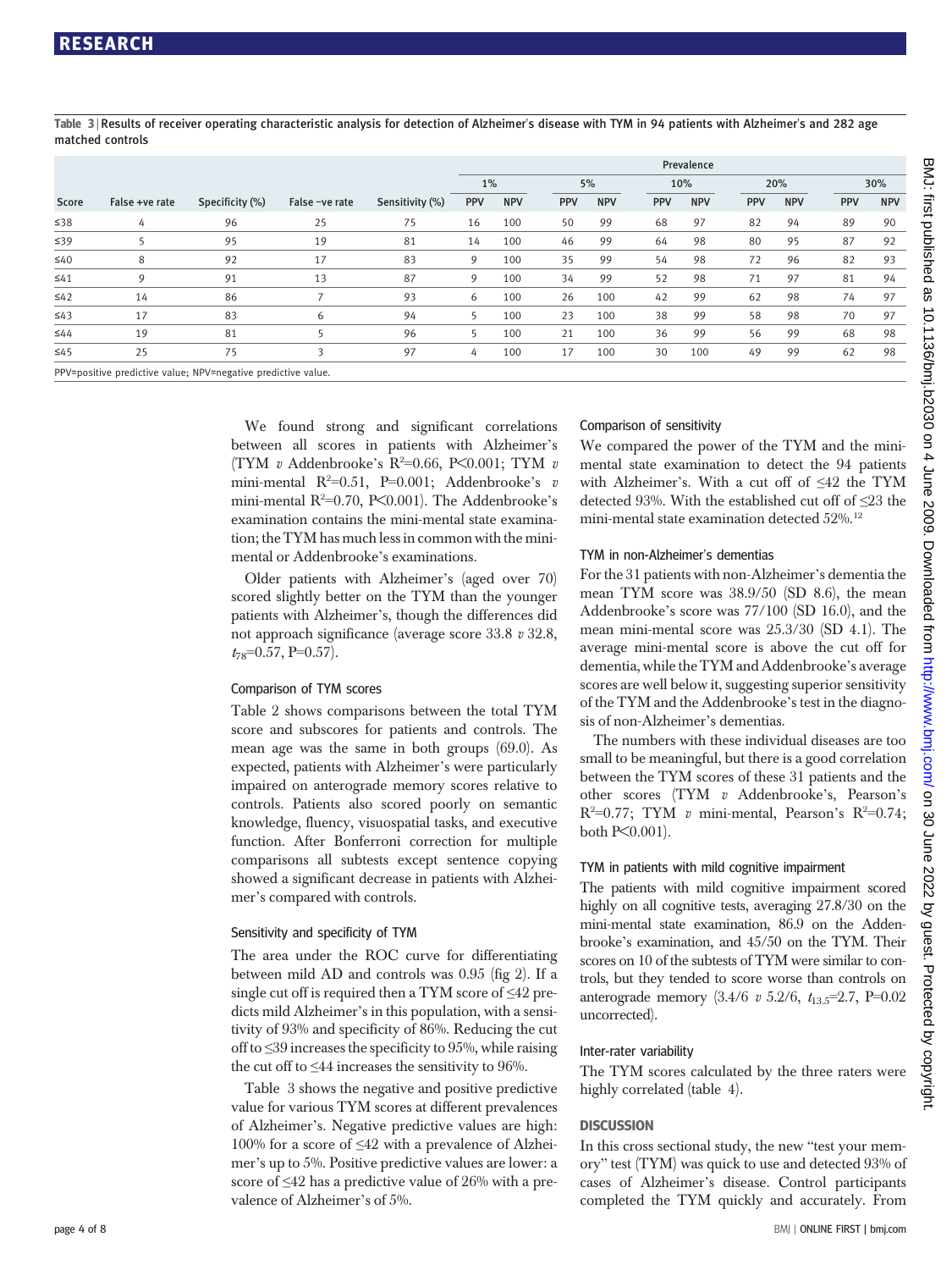Table 3 | Results of receiver operating characteristic analysis for detection of Alzheimer's disease with TYM in 94 patients with Alzheimer's and 282 age matched controls

| Score | False +ve rate | Specificity (%) | False −ve rate | Sensitivity (%) | Prevalence 1% | | Prevalence 5% | | Prevalence 10% | | Prevalence 20% | | Prevalence 30% | |
|---|---|---|---|---|---|---|---|---|---|---|---|---|---|---|
| | | | | | PPV | NPV | PPV | NPV | PPV | NPV | PPV | NPV | PPV | NPV |
| ≤38 | 4 | 96 | 25 | 75 | 16 | 100 | 50 | 99 | 68 | 97 | 82 | 94 | 89 | 90 |
| ≤39 | 5 | 95 | 19 | 81 | 14 | 100 | 46 | 99 | 64 | 98 | 80 | 95 | 87 | 92 |
| ≤40 | 8 | 92 | 17 | 83 | 9 | 100 | 35 | 99 | 54 | 98 | 72 | 96 | 82 | 93 |
| ≤41 | 9 | 91 | 13 | 87 | 9 | 100 | 34 | 99 | 52 | 98 | 71 | 97 | 81 | 94 |
| ≤42 | 14 | 86 | 7 | 93 | 6 | 100 | 26 | 100 | 42 | 99 | 62 | 98 | 74 | 97 |
| ≤43 | 17 | 83 | 6 | 94 | 5 | 100 | 23 | 100 | 38 | 99 | 58 | 98 | 70 | 97 |
| ≤44 | 19 | 81 | 5 | 96 | 5 | 100 | 21 | 100 | 36 | 99 | 56 | 99 | 68 | 98 |
| ≤45 | 25 | 75 | 3 | 97 | 4 | 100 | 17 | 100 | 30 | 100 | 49 | 99 | 62 | 98 |

PPV=positive predictive value; NPV=negative predictive value.

We found strong and significant correlations between all scores in patients with Alzheimer's (TYM *v* Addenbrooke's $R^2$=0.66, P<0.001; TYM *v* mini-mental $R^2$=0.51, P=0.001; Addenbrooke's *v* mini-mental $R^2$=0.70, P<0.001). The Addenbrooke's examination contains the mini-mental state examination; the TYM has much less in common with the mini-mental or Addenbrooke's examinations.

Older patients with Alzheimer's (aged over 70) scored slightly better on the TYM than the younger patients with Alzheimer's, though the differences did not approach significance (average score 33.8 *v* 32.8, $t_{78}$=0.57, P=0.57).

### Comparison of TYM scores

Table 2 shows comparisons between the total TYM score and subscores for patients and controls. The mean age was the same in both groups (69.0). As expected, patients with Alzheimer's were particularly impaired on anterograde memory scores relative to controls. Patients also scored poorly on semantic knowledge, fluency, visuospatial tasks, and executive function. After Bonferroni correction for multiple comparisons all subtests except sentence copying showed a significant decrease in patients with Alzheimer's compared with controls.

### Sensitivity and specificity of TYM

The area under the ROC curve for differentiating between mild AD and controls was 0.95 (fig 2). If a single cut off is required then a TYM score of ≤42 predicts mild Alzheimer's in this population, with a sensitivity of 93% and specificity of 86%. Reducing the cut off to ≤39 increases the specificity to 95%, while raising the cut off to ≤44 increases the sensitivity to 96%.

Table 3 shows the negative and positive predictive value for various TYM scores at different prevalences of Alzheimer's. Negative predictive values are high: 100% for a score of ≤42 with a prevalence of Alzheimer's up to 5%. Positive predictive values are lower: a score of ≤42 has a predictive value of 26% with a prevalence of Alzheimer's of 5%.

### Comparison of sensitivity

We compared the power of the TYM and the mini-mental state examination to detect the 94 patients with Alzheimer's. With a cut off of ≤42 the TYM detected 93%. With the established cut off of ≤23 the mini-mental state examination detected 52%.[12]

### TYM in non-Alzheimer's dementias

For the 31 patients with non-Alzheimer's dementia the mean TYM score was 38.9/50 (SD 8.6), the mean Addenbrooke's score was 77/100 (SD 16.0), and the mean mini-mental score was 25.3/30 (SD 4.1). The average mini-mental score is above the cut off for dementia, while the TYM and Addenbrooke's average scores are well below it, suggesting superior sensitivity of the TYM and the Addenbrooke's test in the diagnosis of non-Alzheimer's dementias.

The numbers with these individual diseases are too small to be meaningful, but there is a good correlation between the TYM scores of these 31 patients and the other scores (TYM *v* Addenbrooke's, Pearson's $R^2$=0.77; TYM *v* mini-mental, Pearson's $R^2$=0.74; both P<0.001).

### TYM in patients with mild cognitive impairment

The patients with mild cognitive impairment scored highly on all cognitive tests, averaging 27.8/30 on the mini-mental state examination, 86.9 on the Addenbrooke's examination, and 45/50 on the TYM. Their scores on 10 of the subtests of TYM were similar to controls, but they tended to score worse than controls on anterograde memory (3.4/6 *v* 5.2/6, $t_{13.5}$=2.7, P=0.02 uncorrected).

### Inter-rater variability

The TYM scores calculated by the three raters were highly correlated (table 4).

## DISCUSSION

In this cross sectional study, the new "test your memory" test (TYM) was quick to use and detected 93% of cases of Alzheimer's disease. Control participants completed the TYM quickly and accurately. From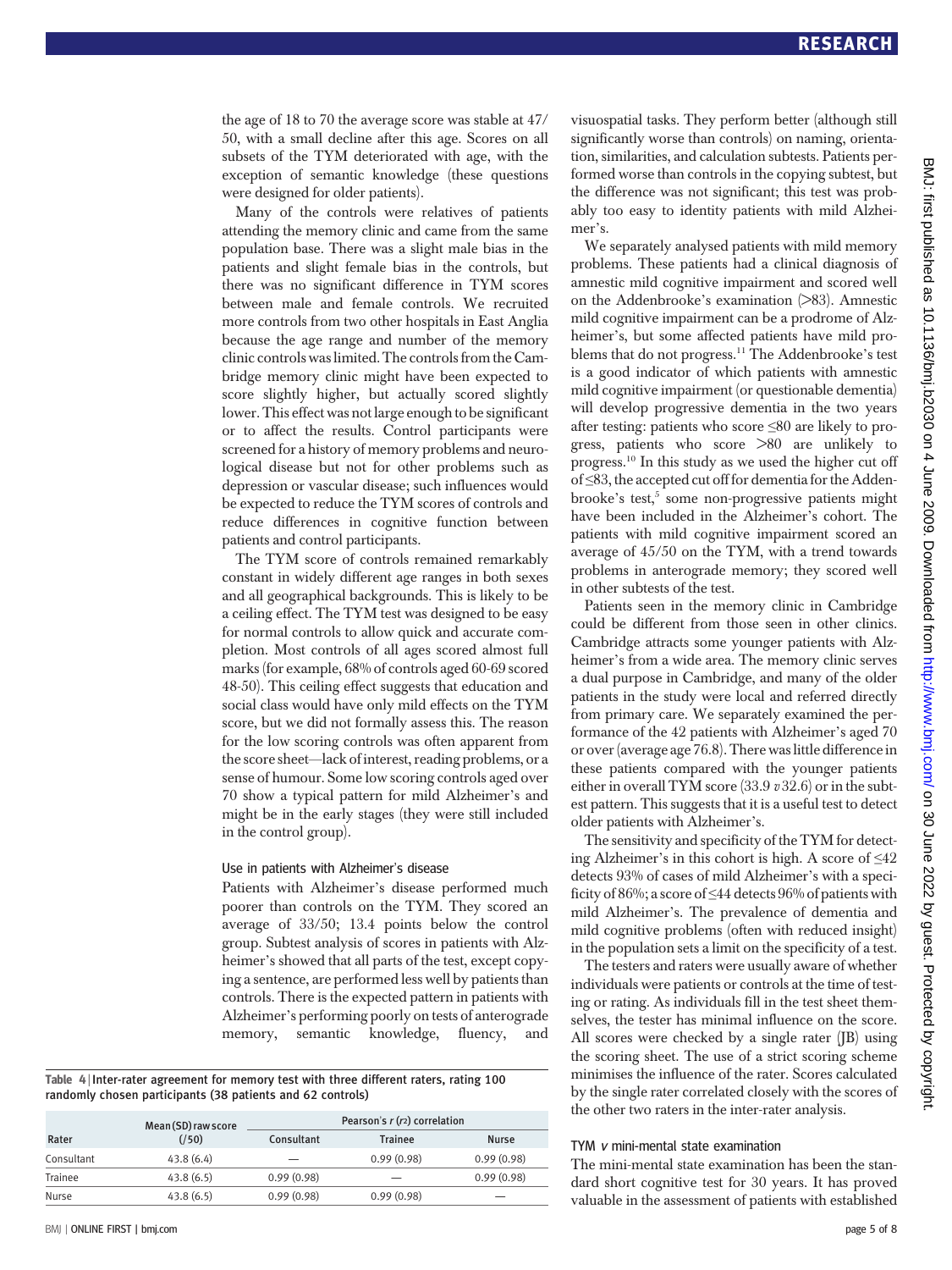the age of 18 to 70 the average score was stable at 47/50, with a small decline after this age. Scores on all subsets of the TYM deteriorated with age, with the exception of semantic knowledge (these questions were designed for older patients).

Many of the controls were relatives of patients attending the memory clinic and came from the same population base. There was a slight male bias in the patients and slight female bias in the controls, but there was no significant difference in TYM scores between male and female controls. We recruited more controls from two other hospitals in East Anglia because the age range and number of the memory clinic controls was limited. The controls from the Cambridge memory clinic might have been expected to score slightly higher, but actually scored slightly lower. This effect was not large enough to be significant or to affect the results. Control participants were screened for a history of memory problems and neurological disease but not for other problems such as depression or vascular disease; such influences would be expected to reduce the TYM scores of controls and reduce differences in cognitive function between patients and control participants.

The TYM score of controls remained remarkably constant in widely different age ranges in both sexes and all geographical backgrounds. This is likely to be a ceiling effect. The TYM test was designed to be easy for normal controls to allow quick and accurate completion. Most controls of all ages scored almost full marks (for example, 68% of controls aged 60-69 scored 48-50). This ceiling effect suggests that education and social class would have only mild effects on the TYM score, but we did not formally assess this. The reason for the low scoring controls was often apparent from the score sheet—lack of interest, reading problems, or a sense of humour. Some low scoring controls aged over 70 show a typical pattern for mild Alzheimer's and might be in the early stages (they were still included in the control group).

### Use in patients with Alzheimer's disease

Patients with Alzheimer's disease performed much poorer than controls on the TYM. They scored an average of 33/50; 13.4 points below the control group. Subtest analysis of scores in patients with Alzheimer's showed that all parts of the test, except copying a sentence, are performed less well by patients than controls. There is the expected pattern in patients with Alzheimer's performing poorly on tests of anterograde memory, semantic knowledge, fluency, and visuospatial tasks. They perform better (although still significantly worse than controls) on naming, orientation, similarities, and calculation subtests. Patients performed worse than controls in the copying subtest, but the difference was not significant; this test was probably too easy to identity patients with mild Alzheimer's.

We separately analysed patients with mild memory problems. These patients had a clinical diagnosis of amnestic mild cognitive impairment and scored well on the Addenbrooke's examination (>83). Amnestic mild cognitive impairment can be a prodrome of Alzheimer's, but some affected patients have mild problems that do not progress.[11] The Addenbrooke's test is a good indicator of which patients with amnestic mild cognitive impairment (or questionable dementia) will develop progressive dementia in the two years after testing: patients who score ≤80 are likely to progress, patients who score >80 are unlikely to progress.[10] In this study as we used the higher cut off of ≤83, the accepted cut off for dementia for the Addenbrooke's test,[5] some non-progressive patients might have been included in the Alzheimer's cohort. The patients with mild cognitive impairment scored an average of 45/50 on the TYM, with a trend towards problems in anterograde memory; they scored well in other subtests of the test.

Patients seen in the memory clinic in Cambridge could be different from those seen in other clinics. Cambridge attracts some younger patients with Alzheimer's from a wide area. The memory clinic serves a dual purpose in Cambridge, and many of the older patients in the study were local and referred directly from primary care. We separately examined the performance of the 42 patients with Alzheimer's aged 70 or over (average age 76.8). There was little difference in these patients compared with the younger patients either in overall TYM score (33.9 *v* 32.6) or in the subtest pattern. This suggests that it is a useful test to detect older patients with Alzheimer's.

The sensitivity and specificity of the TYM for detecting Alzheimer's in this cohort is high. A score of ≤42 detects 93% of cases of mild Alzheimer's with a specificity of 86%; a score of ≤44 detects 96% of patients with mild Alzheimer's. The prevalence of dementia and mild cognitive problems (often with reduced insight) in the population sets a limit on the specificity of a test.

The testers and raters were usually aware of whether individuals were patients or controls at the time of testing or rating. As individuals fill in the test sheet themselves, the tester has minimal influence on the score. All scores were checked by a single rater (JB) using the scoring sheet. The use of a strict scoring scheme minimises the influence of the rater. Scores calculated by the single rater correlated closely with the scores of the other two raters in the inter-rater analysis.

### TYM *v* mini-mental state examination

The mini-mental state examination has been the standard short cognitive test for 30 years. It has proved valuable in the assessment of patients with established

**Table 4** | Inter-rater agreement for memory test with three different raters, rating 100 randomly chosen participants (38 patients and 62 controls)

| Rater | Mean (SD) raw score (/50) | Pearson's $r$ ($r_2$) correlation | | |
|---|---|---|---|---|
| | | Consultant | Trainee | Nurse |
| Consultant | 43.8 (6.4) | — | 0.99 (0.98) | 0.99 (0.98) |
| Trainee | 43.8 (6.5) | 0.99 (0.98) | — | 0.99 (0.98) |
| Nurse | 43.8 (6.5) | 0.99 (0.98) | 0.99 (0.98) | — |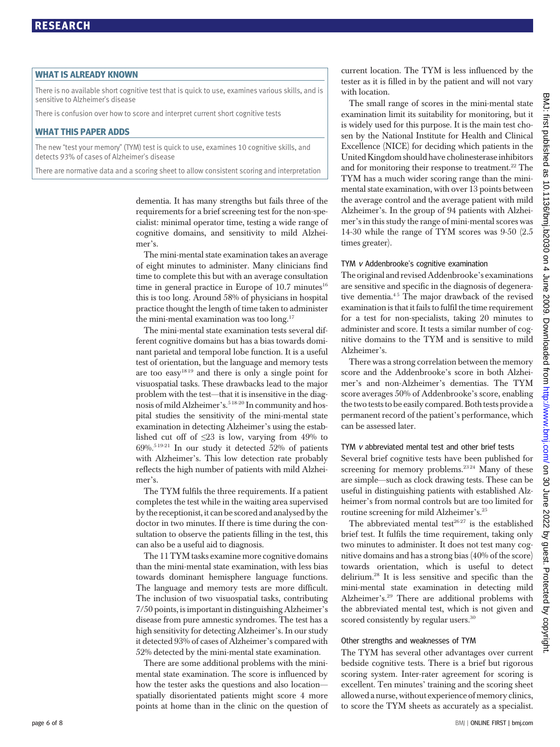## WHAT IS ALREADY KNOWN

There is no available short cognitive test that is quick to use, examines various skills, and is sensitive to Alzheimer's disease

There is confusion over how to score and interpret current short cognitive tests

## WHAT THIS PAPER ADDS

The new "test your memory" (TYM) test is quick to use, examines 10 cognitive skills, and detects 93% of cases of Alzheimer's disease

There are normative data and a scoring sheet to allow consistent scoring and interpretation

dementia. It has many strengths but fails three of the requirements for a brief screening test for the non-specialist: minimal operator time, testing a wide range of cognitive domains, and sensitivity to mild Alzheimer's.

The mini-mental state examination takes an average of eight minutes to administer. Many clinicians find time to complete this but with an average consultation time in general practice in Europe of 10.7 minutes[16] this is too long. Around 58% of physicians in hospital practice thought the length of time taken to administer the mini-mental examination was too long.[17]

The mini-mental state examination tests several different cognitive domains but has a bias towards dominant parietal and temporal lobe function. It is a useful test of orientation, but the language and memory tests are too easy[18 19] and there is only a single point for visuospatial tasks. These drawbacks lead to the major problem with the test—that it is insensitive in the diagnosis of mild Alzheimer's.[5 18-20] In community and hospital studies the sensitivity of the mini-mental state examination in detecting Alzheimer's using the established cut off of ≤23 is low, varying from 49% to 69%.[5 19-21] In our study it detected 52% of patients with Alzheimer's. This low detection rate probably reflects the high number of patients with mild Alzheimer's.

The TYM fulfils the three requirements. If a patient completes the test while in the waiting area supervised by the receptionist, it can be scored and analysed by the doctor in two minutes. If there is time during the consultation to observe the patients filling in the test, this can also be a useful aid to diagnosis.

The 11 TYM tasks examine more cognitive domains than the mini-mental state examination, with less bias towards dominant hemisphere language functions. The language and memory tests are more difficult. The inclusion of two visuospatial tasks, contributing 7/50 points, is important in distinguishing Alzheimer's disease from pure amnestic syndromes. The test has a high sensitivity for detecting Alzheimer's. In our study it detected 93% of cases of Alzheimer's compared with 52% detected by the mini-mental state examination.

There are some additional problems with the mini-mental state examination. The score is influenced by how the tester asks the questions and also location—spatially disorientated patients might score 4 more points at home than in the clinic on the question of current location. The TYM is less influenced by the tester as it is filled in by the patient and will not vary with location.

The small range of scores in the mini-mental state examination limit its suitability for monitoring, but it is widely used for this purpose. It is the main test chosen by the National Institute for Health and Clinical Excellence (NICE) for deciding which patients in the United Kingdom should have cholinesterase inhibitors and for monitoring their response to treatment.[22] The TYM has a much wider scoring range than the mini-mental state examination, with over 13 points between the average control and the average patient with mild Alzheimer's. In the group of 94 patients with Alzheimer's in this study the range of mini-mental scores was 14-30 while the range of TYM scores was 9-50 (2.5 times greater).

### TYM *v* Addenbrooke's cognitive examination

The original and revised Addenbrooke's examinations are sensitive and specific in the diagnosis of degenerative dementia.[4 5] The major drawback of the revised examination is that it fails to fulfil the time requirement for a test for non-specialists, taking 20 minutes to administer and score. It tests a similar number of cognitive domains to the TYM and is sensitive to mild Alzheimer's.

There was a strong correlation between the memory score and the Addenbrooke's score in both Alzheimer's and non-Alzheimer's dementias. The TYM score averages 50% of Addenbrooke's score, enabling the two tests to be easily compared. Both tests provide a permanent record of the patient's performance, which can be assessed later.

### TYM *v* abbreviated mental test and other brief tests

Several brief cognitive tests have been published for screening for memory problems.[23 24] Many of these are simple—such as clock drawing tests. These can be useful in distinguishing patients with established Alzheimer's from normal controls but are too limited for routine screening for mild Alzheimer's.[25]

The abbreviated mental test[26 27] is the established brief test. It fulfils the time requirement, taking only two minutes to administer. It does not test many cognitive domains and has a strong bias (40% of the score) towards orientation, which is useful to detect delirium.[28] It is less sensitive and specific than the mini-mental state examination in detecting mild Alzheimer's.[29] There are additional problems with the abbreviated mental test, which is not given and scored consistently by regular users.[30]

### Other strengths and weaknesses of TYM

The TYM has several other advantages over current bedside cognitive tests. There is a brief but rigorous scoring system. Inter-rater agreement for scoring is excellent. Ten minutes' training and the scoring sheet allowed a nurse, without experience of memory clinics, to score the TYM sheets as accurately as a specialist.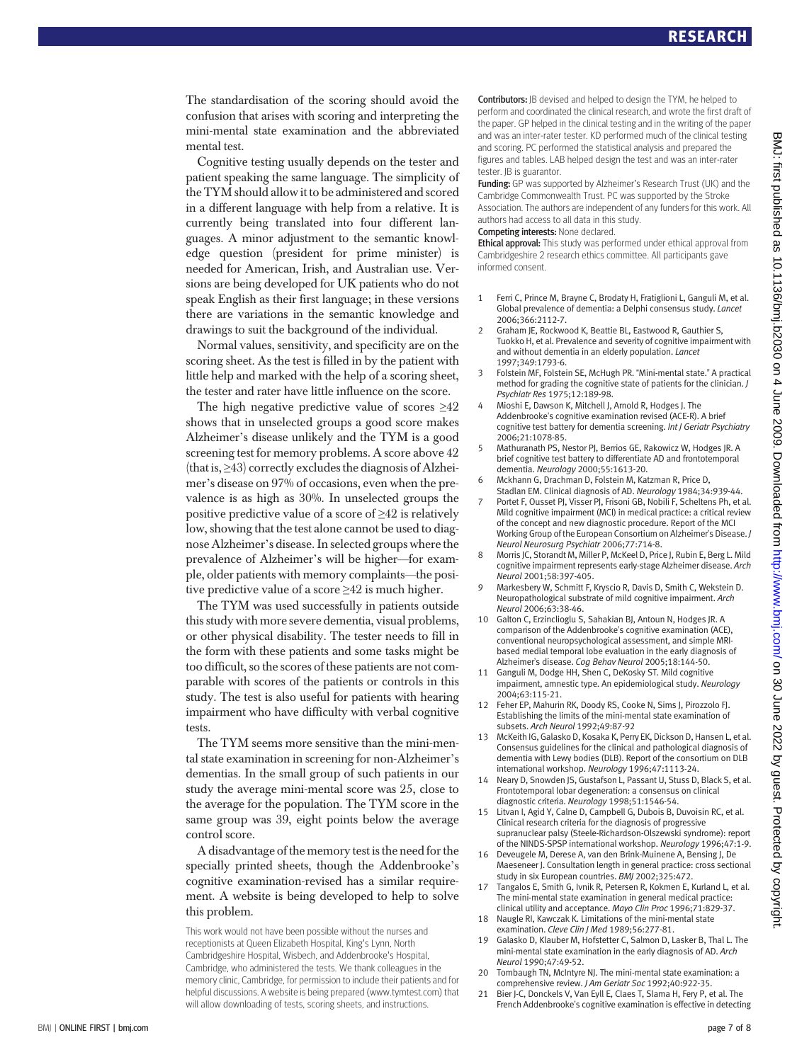The standardisation of the scoring should avoid the confusion that arises with scoring and interpreting the mini-mental state examination and the abbreviated mental test.

Cognitive testing usually depends on the tester and patient speaking the same language. The simplicity of the TYM should allow it to be administered and scored in a different language with help from a relative. It is currently being translated into four different languages. A minor adjustment to the semantic knowledge question (president for prime minister) is needed for American, Irish, and Australian use. Versions are being developed for UK patients who do not speak English as their first language; in these versions there are variations in the semantic knowledge and drawings to suit the background of the individual.

Normal values, sensitivity, and specificity are on the scoring sheet. As the test is filled in by the patient with little help and marked with the help of a scoring sheet, the tester and rater have little influence on the score.

The high negative predictive value of scores ≥42 shows that in unselected groups a good score makes Alzheimer's disease unlikely and the TYM is a good screening test for memory problems. A score above 42 (that is, ≥43) correctly excludes the diagnosis of Alzheimer's disease on 97% of occasions, even when the prevalence is as high as 30%. In unselected groups the positive predictive value of a score of ≥42 is relatively low, showing that the test alone cannot be used to diagnose Alzheimer's disease. In selected groups where the prevalence of Alzheimer's will be higher—for example, older patients with memory complaints—the positive predictive value of a score ≥42 is much higher.

The TYM was used successfully in patients outside this study with more severe dementia, visual problems, or other physical disability. The tester needs to fill in the form with these patients and some tasks might be too difficult, so the scores of these patients are not comparable with scores of the patients or controls in this study. The test is also useful for patients with hearing impairment who have difficulty with verbal cognitive tests.

The TYM seems more sensitive than the mini-mental state examination in screening for non-Alzheimer's dementias. In the small group of such patients in our study the average mini-mental score was 25, close to the average for the population. The TYM score in the same group was 39, eight points below the average control score.

A disadvantage of the memory test is the need for the specially printed sheets, though the Addenbrooke's cognitive examination-revised has a similar requirement. A website is being developed to help to solve this problem.

This work would not have been possible without the nurses and receptionists at Queen Elizabeth Hospital, King's Lynn, North Cambridgeshire Hospital, Wisbech, and Addenbrooke's Hospital, Cambridge, who administered the tests. We thank colleagues in the memory clinic, Cambridge, for permission to include their patients and for helpful discussions. A website is being prepared (www.tymtest.com) that will allow downloading of tests, scoring sheets, and instructions.

**Contributors:** JB devised and helped to design the TYM, he helped to perform and coordinated the clinical research, and wrote the first draft of the paper. GP helped in the clinical testing and in the writing of the paper and was an inter-rater tester. KD performed much of the clinical testing and scoring. PC performed the statistical analysis and prepared the figures and tables. LAB helped design the test and was an inter-rater tester. JB is guarantor.

**Funding:** GP was supported by Alzheimer's Research Trust (UK) and the Cambridge Commonwealth Trust. PC was supported by the Stroke Association. The authors are independent of any funders for this work. All authors had access to all data in this study.

**Competing interests:** None declared.

**Ethical approval:** This study was performed under ethical approval from Cambridgeshire 2 research ethics committee. All participants gave informed consent.

1. Ferri C, Prince M, Brayne C, Brodaty H, Fratiglioni L, Ganguli M, et al. Global prevalence of dementia: a Delphi consensus study. *Lancet* 2006;366:2112-7.
2. Graham JE, Rockwood K, Beattie BL, Eastwood R, Gauthier S, Tuokko H, et al. Prevalence and severity of cognitive impairment with and without dementia in an elderly population. *Lancet* 1997;349:1793-6.
3. Folstein MF, Folstein SE, McHugh PR. "Mini-mental state." A practical method for grading the cognitive state of patients for the clinician. *J Psychiatr Res* 1975;12:189-98.
4. Mioshi E, Dawson K, Mitchell J, Arnold R, Hodges J. The Addenbrooke's cognitive examination revised (ACE-R). A brief cognitive test battery for dementia screening. *Int J Geriatr Psychiatry* 2006;21:1078-85.
5. Mathuranath PS, Nestor PJ, Berrios GE, Rakowicz W, Hodges JR. A brief cognitive test battery to differentiate AD and frontotemporal dementia. *Neurology* 2000;55:1613-20.
6. Mckhann G, Drachman D, Folstein M, Katzman R, Price D, Stadlan EM. Clinical diagnosis of AD. *Neurology* 1984;34:939-44.
7. Portet F, Ousset PJ, Visser PJ, Frisoni GB, Nobili F, Scheltens Ph, et al. Mild cognitive impairment (MCI) in medical practice: a critical review of the concept and new diagnostic procedure. Report of the MCI Working Group of the European Consortium on Alzheimer's Disease. *J Neurol Neurosurg Psychiatr* 2006;77:714-8.
8. Morris JC, Storandt M, Miller P, McKeel D, Price J, Rubin E, Berg L. Mild cognitive impairment represents early-stage Alzheimer disease. *Arch Neurol* 2001;58:397-405.
9. Markesbery W, Schmitt F, Kryscio R, Davis D, Smith C, Wekstein D. Neuropathological substrate of mild cognitive impairment. *Arch Neurol* 2006;63:38-46.
10. Galton C, Erzinclioglu S, Sahakian BJ, Antoun N, Hodges JR. A comparison of the Addenbrooke's cognitive examination (ACE), conventional neuropsychological assessment, and simple MRI-based medial temporal lobe evaluation in the early diagnosis of Alzheimer's disease. *Cog Behav Neurol* 2005;18:144-50.
11. Ganguli M, Dodge HH, Shen C, DeKosky ST. Mild cognitive impairment, amnestic type. An epidemiological study. *Neurology* 2004;63:115-21.
12. Feher EP, Mahurin RK, Doody RS, Cooke N, Sims J, Pirozzolo FJ. Establishing the limits of the mini-mental state examination of subsets. *Arch Neurol* 1992;49:87-92
13. McKeith IG, Galasko D, Kosaka K, Perry EK, Dickson D, Hansen L, et al. Consensus guidelines for the clinical and pathological diagnosis of dementia with Lewy bodies (DLB). Report of the consortium on DLB international workshop. *Neurology* 1996;47:1113-24.
14. Neary D, Snowden JS, Gustafson L, Passant U, Stuss D, Black S, et al. Frontotemporal lobar degeneration: a consensus on clinical diagnostic criteria. *Neurology* 1998;51:1546-54.
15. Litvan I, Agid Y, Calne D, Campbell G, Dubois B, Duvoisin RC, et al. Clinical research criteria for the diagnosis of progressive supranuclear palsy (Steele-Richardson-Olszewski syndrome): report of the NINDS-SPSP international workshop. *Neurology* 1996;47:1-9.
16. Deveugele M, Derese A, van den Brink-Muinene A, Bensing J, De Maeseneer J. Consultation length in general practice: cross sectional study in six European countries. *BMJ* 2002;325:472.
17. Tangalos E, Smith G, Ivnik R, Petersen R, Kokmen E, Kurland L, et al. The mini-mental state examination in general medical practice: clinical utility and acceptance. *Mayo Clin Proc* 1996;71:829-37.
18. Naugle RI, Kawczak K. Limitations of the mini-mental state examination. *Cleve Clin J Med* 1989;56:277-81.
19. Galasko D, Klauber M, Hofstetter C, Salmon D, Lasker B, Thal L. The mini-mental state examination in the early diagnosis of AD. *Arch Neurol* 1990;47:49-52.
20. Tombaugh TN, McIntyre NJ. The mini-mental state examination: a comprehensive review. *J Am Geriatr Soc* 1992;40:922-35.
21. Bier J-C, Donckels V, Van Eyll E, Claes T, Slama H, Fery P, et al. The French Addenbrooke's cognitive examination is effective in detecting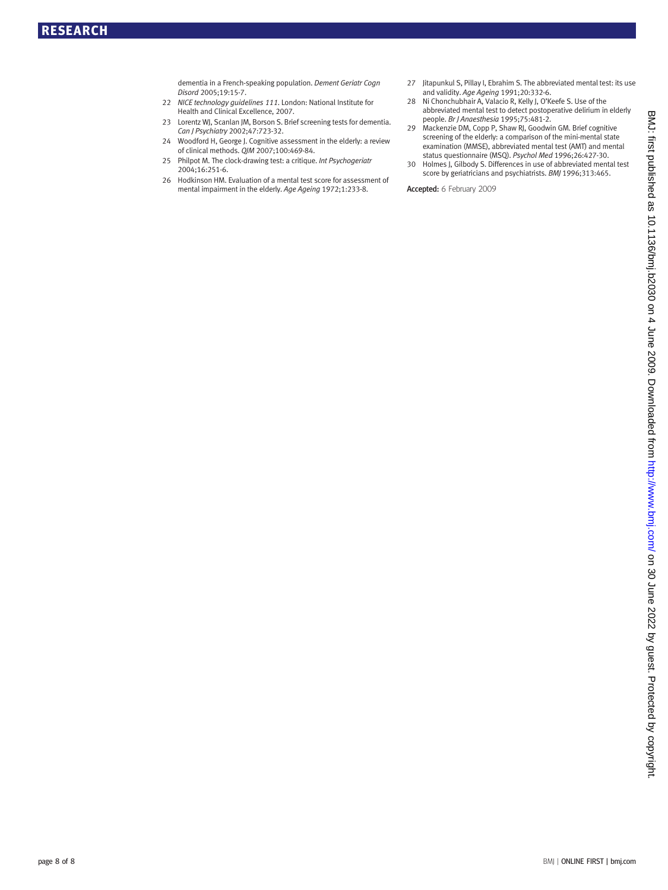dementia in a French-speaking population. *Dement Geriatr Cogn Disord* 2005;19:15-7.

22 *NICE technology guidelines 111*. London: National Institute for Health and Clinical Excellence, 2007.

23 Lorentz WJ, Scanlan JM, Borson S. Brief screening tests for dementia. *Can J Psychiatry* 2002;47:723-32.

24 Woodford H, George J. Cognitive assessment in the elderly: a review of clinical methods. *QJM* 2007;100:469-84.

25 Philpot M. The clock-drawing test: a critique. *Int Psychogeriatr* 2004;16:251-6.

26 Hodkinson HM. Evaluation of a mental test score for assessment of mental impairment in the elderly. *Age Ageing* 1972;1:233-8.

27 Jitapunkul S, Pillay I, Ebrahim S. The abbreviated mental test: its use and validity. *Age Ageing* 1991;20:332-6.

28 Ni Chonchubhair A, Valacio R, Kelly J, O'Keefe S. Use of the abbreviated mental test to detect postoperative delirium in elderly people. *Br J Anaesthesia* 1995;75:481-2.

29 Mackenzie DM, Copp P, Shaw RJ, Goodwin GM. Brief cognitive screening of the elderly: a comparison of the mini-mental state examination (MMSE), abbreviated mental test (AMT) and mental status questionnaire (MSQ). *Psychol Med* 1996;26:427-30.

30 Holmes J, Gilbody S. Differences in use of abbreviated mental test score by geriatricians and psychiatrists. *BMJ* 1996;313:465.

**Accepted:** 6 February 2009